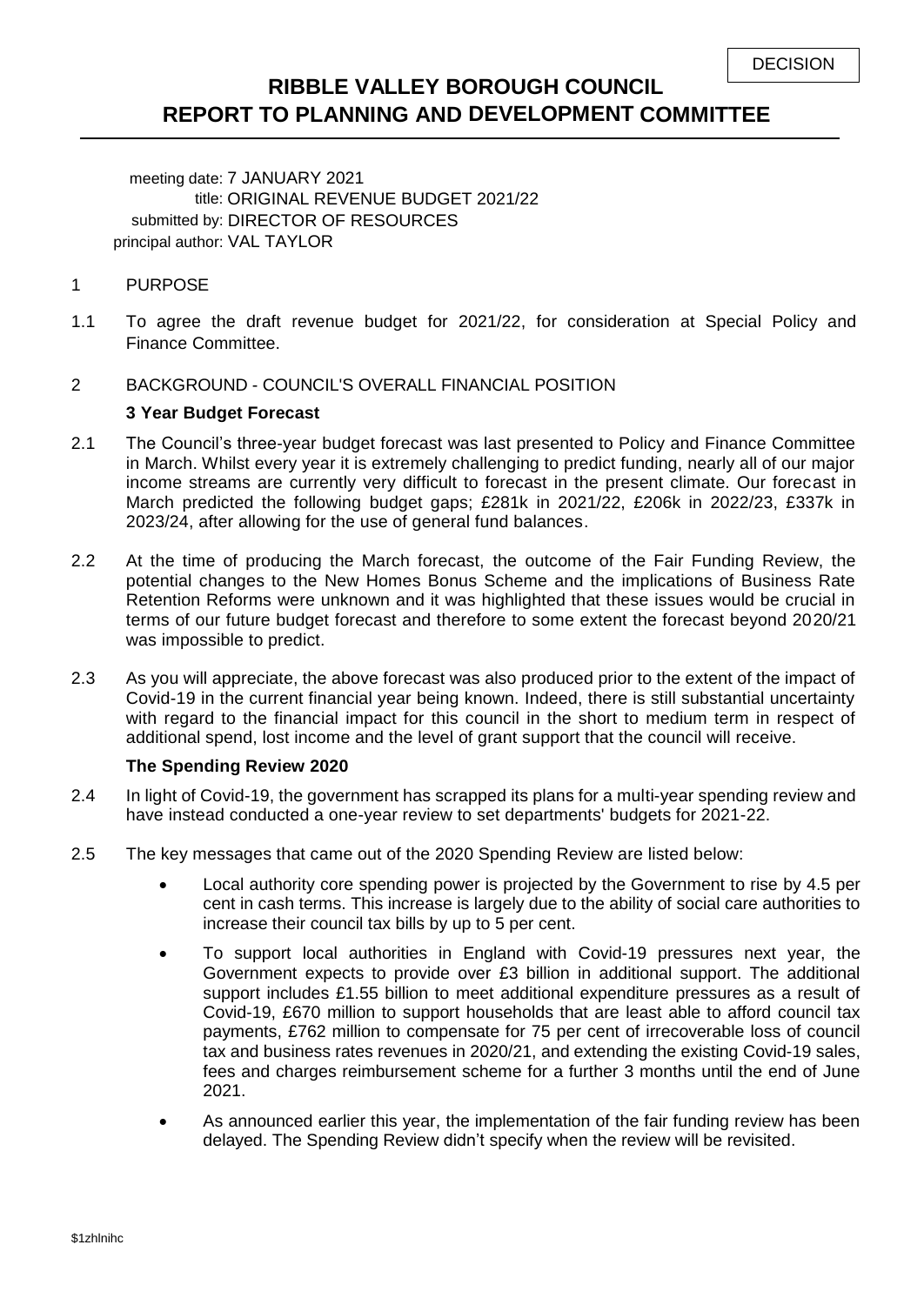DECISION

# RIBBLE VALLEY BOROUGH COUNCIL
# REPORT TO PLANNING AND DEVELOPMENT COMMITTEE

meeting date: 7 JANUARY 2021
title: ORIGINAL REVENUE BUDGET 2021/22
submitted by: DIRECTOR OF RESOURCES
principal author: VAL TAYLOR

1 PURPOSE

1.1 To agree the draft revenue budget for 2021/22, for consideration at Special Policy and Finance Committee.

2 BACKGROUND - COUNCIL'S OVERALL FINANCIAL POSITION

**3 Year Budget Forecast**

2.1 The Council's three-year budget forecast was last presented to Policy and Finance Committee in March. Whilst every year it is extremely challenging to predict funding, nearly all of our major income streams are currently very difficult to forecast in the present climate. Our forecast in March predicted the following budget gaps; £281k in 2021/22, £206k in 2022/23, £337k in 2023/24, after allowing for the use of general fund balances.

2.2 At the time of producing the March forecast, the outcome of the Fair Funding Review, the potential changes to the New Homes Bonus Scheme and the implications of Business Rate Retention Reforms were unknown and it was highlighted that these issues would be crucial in terms of our future budget forecast and therefore to some extent the forecast beyond 2020/21 was impossible to predict.

2.3 As you will appreciate, the above forecast was also produced prior to the extent of the impact of Covid-19 in the current financial year being known. Indeed, there is still substantial uncertainty with regard to the financial impact for this council in the short to medium term in respect of additional spend, lost income and the level of grant support that the council will receive.

**The Spending Review 2020**

2.4 In light of Covid-19, the government has scrapped its plans for a multi-year spending review and have instead conducted a one-year review to set departments' budgets for 2021-22.

2.5 The key messages that came out of the 2020 Spending Review are listed below:

- Local authority core spending power is projected by the Government to rise by 4.5 per cent in cash terms. This increase is largely due to the ability of social care authorities to increase their council tax bills by up to 5 per cent.
- To support local authorities in England with Covid-19 pressures next year, the Government expects to provide over £3 billion in additional support. The additional support includes £1.55 billion to meet additional expenditure pressures as a result of Covid-19, £670 million to support households that are least able to afford council tax payments, £762 million to compensate for 75 per cent of irrecoverable loss of council tax and business rates revenues in 2020/21, and extending the existing Covid-19 sales, fees and charges reimbursement scheme for a further 3 months until the end of June 2021.
- As announced earlier this year, the implementation of the fair funding review has been delayed. The Spending Review didn't specify when the review will be revisited.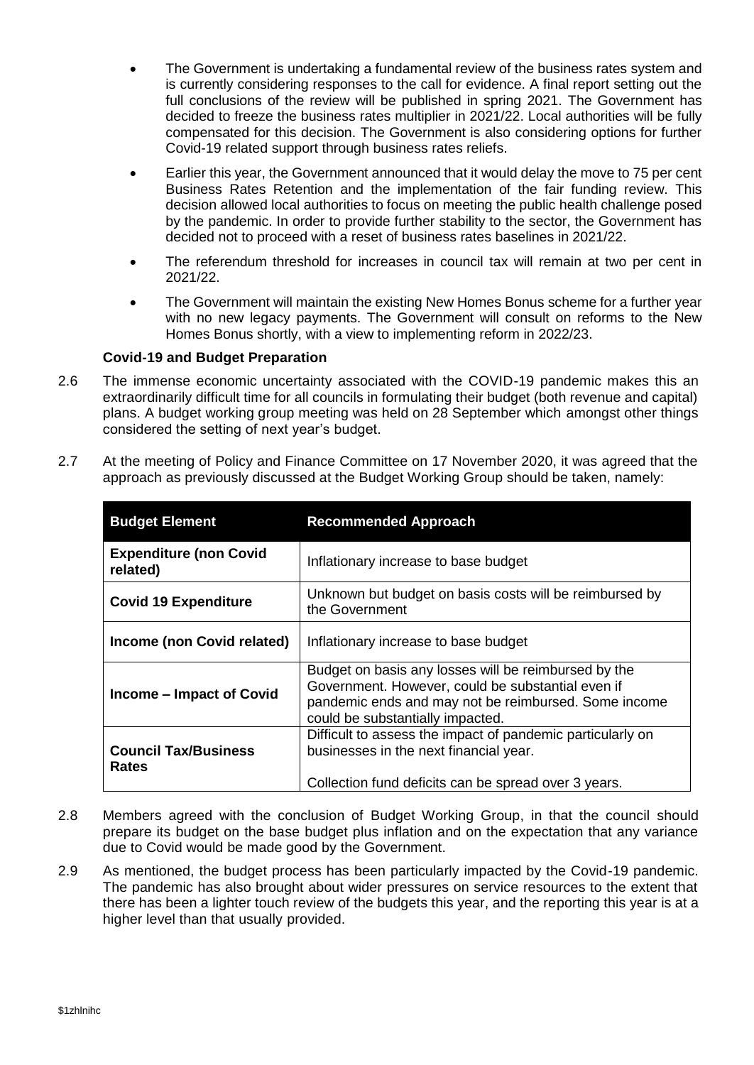- The Government is undertaking a fundamental review of the business rates system and is currently considering responses to the call for evidence. A final report setting out the full conclusions of the review will be published in spring 2021. The Government has decided to freeze the business rates multiplier in 2021/22. Local authorities will be fully compensated for this decision. The Government is also considering options for further Covid-19 related support through business rates reliefs.
- Earlier this year, the Government announced that it would delay the move to 75 per cent Business Rates Retention and the implementation of the fair funding review. This decision allowed local authorities to focus on meeting the public health challenge posed by the pandemic. In order to provide further stability to the sector, the Government has decided not to proceed with a reset of business rates baselines in 2021/22.
- The referendum threshold for increases in council tax will remain at two per cent in 2021/22.
- The Government will maintain the existing New Homes Bonus scheme for a further year with no new legacy payments. The Government will consult on reforms to the New Homes Bonus shortly, with a view to implementing reform in 2022/23.

**Covid-19 and Budget Preparation**

2.6 The immense economic uncertainty associated with the COVID-19 pandemic makes this an extraordinarily difficult time for all councils in formulating their budget (both revenue and capital) plans. A budget working group meeting was held on 28 September which amongst other things considered the setting of next year's budget.

2.7 At the meeting of Policy and Finance Committee on 17 November 2020, it was agreed that the approach as previously discussed at the Budget Working Group should be taken, namely:

| Budget Element | Recommended Approach |
|---|---|
| **Expenditure (non Covid related)** | Inflationary increase to base budget |
| **Covid 19 Expenditure** | Unknown but budget on basis costs will be reimbursed by the Government |
| **Income (non Covid related)** | Inflationary increase to base budget |
| **Income – Impact of Covid** | Budget on basis any losses will be reimbursed by the Government. However, could be substantial even if pandemic ends and may not be reimbursed. Some income could be substantially impacted. |
| **Council Tax/Business Rates** | Difficult to assess the impact of pandemic particularly on businesses in the next financial year.<br><br>Collection fund deficits can be spread over 3 years. |

2.8 Members agreed with the conclusion of Budget Working Group, in that the council should prepare its budget on the base budget plus inflation and on the expectation that any variance due to Covid would be made good by the Government.

2.9 As mentioned, the budget process has been particularly impacted by the Covid-19 pandemic. The pandemic has also brought about wider pressures on service resources to the extent that there has been a lighter touch review of the budgets this year, and the reporting this year is at a higher level than that usually provided.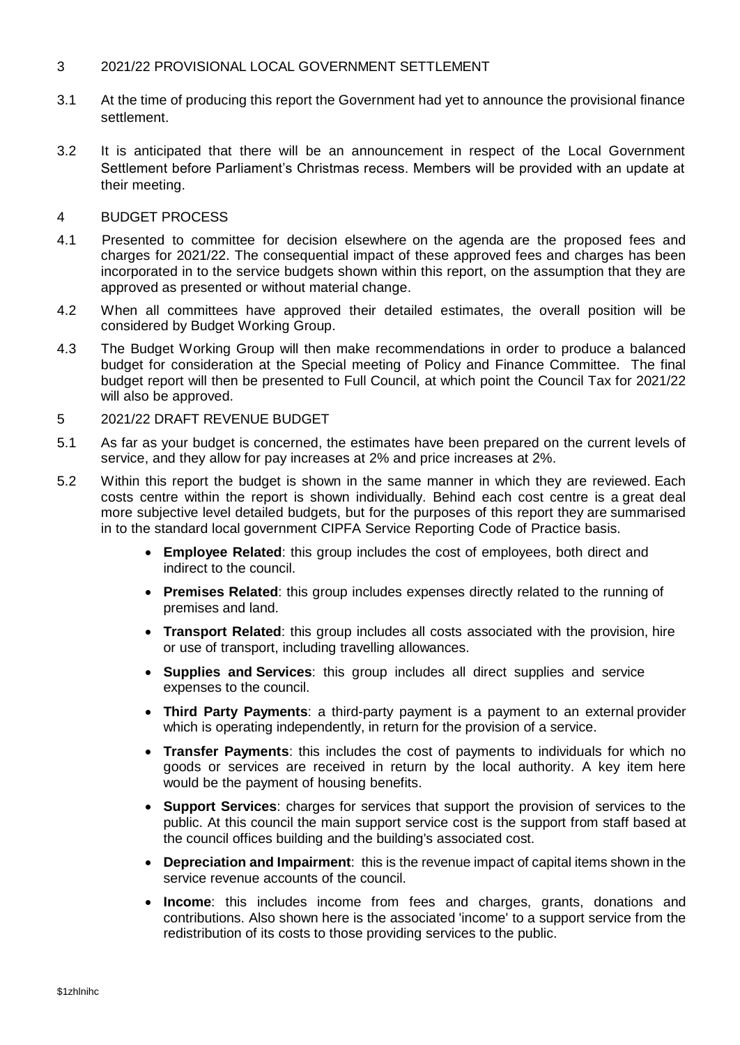## 3 2021/22 PROVISIONAL LOCAL GOVERNMENT SETTLEMENT

3.1 At the time of producing this report the Government had yet to announce the provisional finance settlement.

3.2 It is anticipated that there will be an announcement in respect of the Local Government Settlement before Parliament's Christmas recess. Members will be provided with an update at their meeting.

## 4 BUDGET PROCESS

4.1 Presented to committee for decision elsewhere on the agenda are the proposed fees and charges for 2021/22. The consequential impact of these approved fees and charges has been incorporated in to the service budgets shown within this report, on the assumption that they are approved as presented or without material change.

4.2 When all committees have approved their detailed estimates, the overall position will be considered by Budget Working Group.

4.3 The Budget Working Group will then make recommendations in order to produce a balanced budget for consideration at the Special meeting of Policy and Finance Committee. The final budget report will then be presented to Full Council, at which point the Council Tax for 2021/22 will also be approved.

## 5 2021/22 DRAFT REVENUE BUDGET

5.1 As far as your budget is concerned, the estimates have been prepared on the current levels of service, and they allow for pay increases at 2% and price increases at 2%.

5.2 Within this report the budget is shown in the same manner in which they are reviewed. Each costs centre within the report is shown individually. Behind each cost centre is a great deal more subjective level detailed budgets, but for the purposes of this report they are summarised in to the standard local government CIPFA Service Reporting Code of Practice basis.

- **Employee Related**: this group includes the cost of employees, both direct and indirect to the council.
- **Premises Related**: this group includes expenses directly related to the running of premises and land.
- **Transport Related**: this group includes all costs associated with the provision, hire or use of transport, including travelling allowances.
- **Supplies and Services**: this group includes all direct supplies and service expenses to the council.
- **Third Party Payments**: a third-party payment is a payment to an external provider which is operating independently, in return for the provision of a service.
- **Transfer Payments**: this includes the cost of payments to individuals for which no goods or services are received in return by the local authority. A key item here would be the payment of housing benefits.
- **Support Services**: charges for services that support the provision of services to the public. At this council the main support service cost is the support from staff based at the council offices building and the building's associated cost.
- **Depreciation and Impairment**: this is the revenue impact of capital items shown in the service revenue accounts of the council.
- **Income**: this includes income from fees and charges, grants, donations and contributions. Also shown here is the associated 'income' to a support service from the redistribution of its costs to those providing services to the public.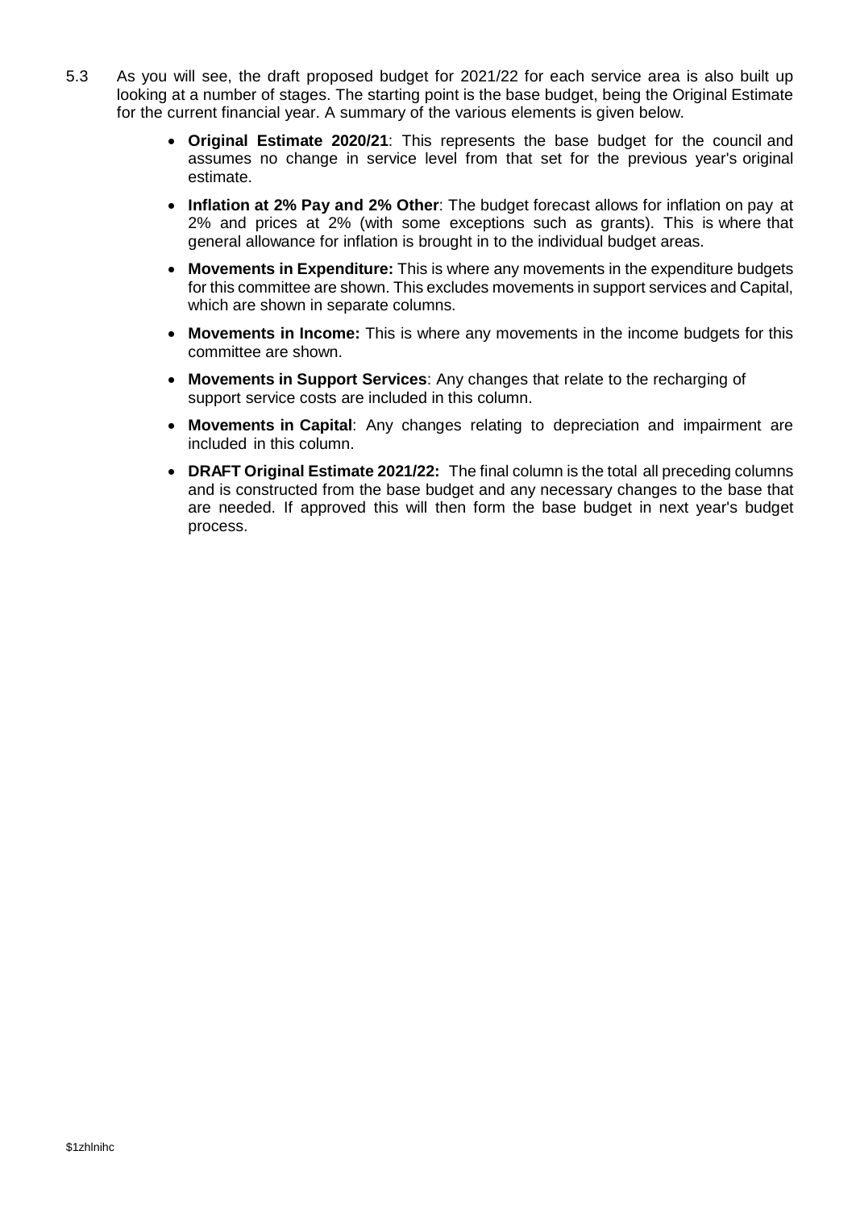5.3 As you will see, the draft proposed budget for 2021/22 for each service area is also built up looking at a number of stages. The starting point is the base budget, being the Original Estimate for the current financial year. A summary of the various elements is given below.

- **Original Estimate 2020/21**: This represents the base budget for the council and assumes no change in service level from that set for the previous year's original estimate.
- **Inflation at 2% Pay and 2% Other**: The budget forecast allows for inflation on pay at 2% and prices at 2% (with some exceptions such as grants). This is where that general allowance for inflation is brought in to the individual budget areas.
- **Movements in Expenditure:** This is where any movements in the expenditure budgets for this committee are shown. This excludes movements in support services and Capital, which are shown in separate columns.
- **Movements in Income:** This is where any movements in the income budgets for this committee are shown.
- **Movements in Support Services**: Any changes that relate to the recharging of support service costs are included in this column.
- **Movements in Capital**: Any changes relating to depreciation and impairment are included in this column.
- **DRAFT Original Estimate 2021/22:** The final column is the total all preceding columns and is constructed from the base budget and any necessary changes to the base that are needed. If approved this will then form the base budget in next year's budget process.

$1zhlnihc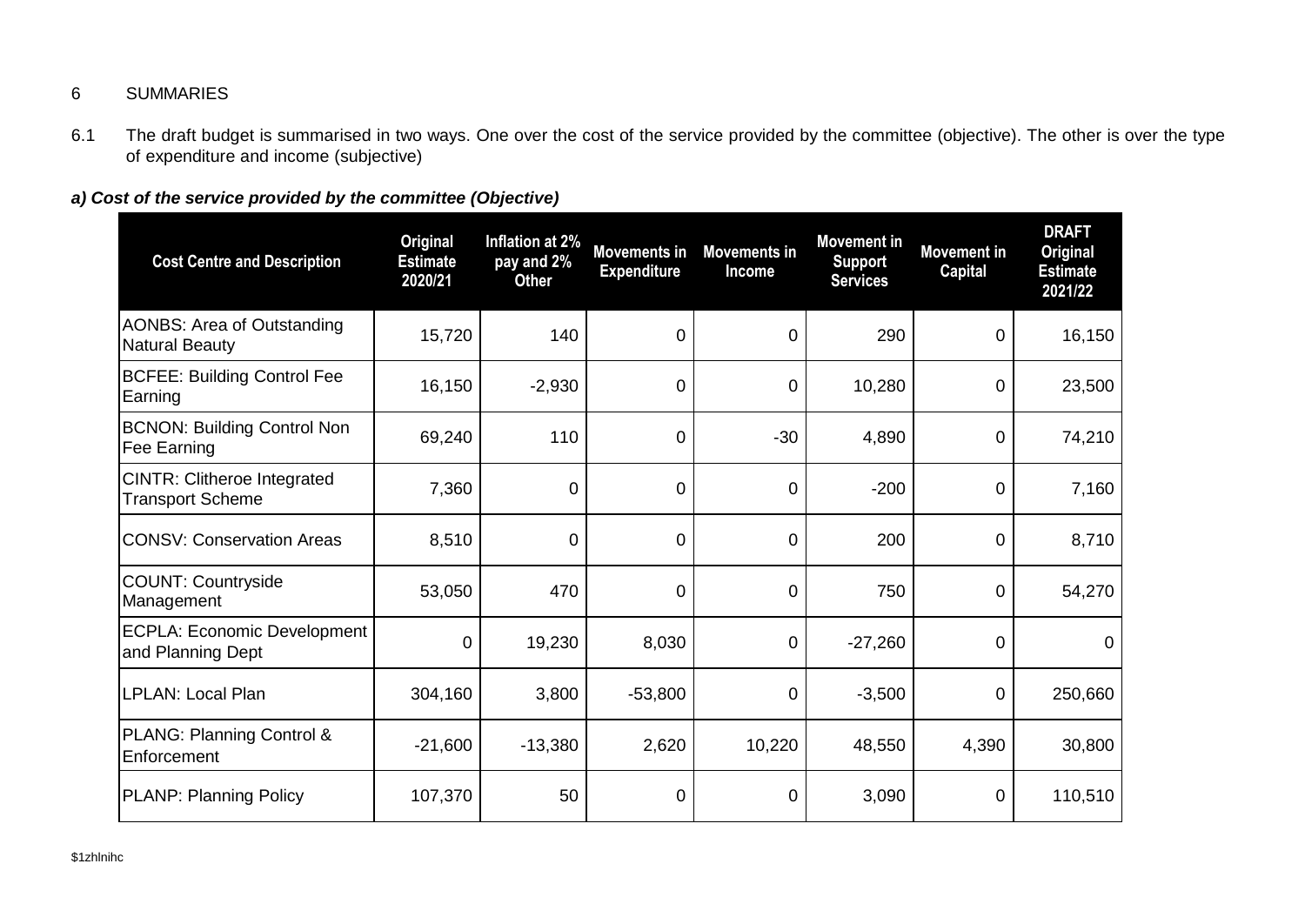6 SUMMARIES

6.1 The draft budget is summarised in two ways. One over the cost of the service provided by the committee (objective). The other is over the type of expenditure and income (subjective)

***a) Cost of the service provided by the committee (Objective)***

| Cost Centre and Description | Original Estimate 2020/21 | Inflation at 2% pay and 2% Other | Movements in Expenditure | Movements in Income | Movement in Support Services | Movement in Capital | DRAFT Original Estimate 2021/22 |
|---|---|---|---|---|---|---|---|
| AONBS: Area of Outstanding Natural Beauty | 15,720 | 140 | 0 | 0 | 290 | 0 | 16,150 |
| BCFEE: Building Control Fee Earning | 16,150 | -2,930 | 0 | 0 | 10,280 | 0 | 23,500 |
| BCNON: Building Control Non Fee Earning | 69,240 | 110 | 0 | -30 | 4,890 | 0 | 74,210 |
| CINTR: Clitheroe Integrated Transport Scheme | 7,360 | 0 | 0 | 0 | -200 | 0 | 7,160 |
| CONSV: Conservation Areas | 8,510 | 0 | 0 | 0 | 200 | 0 | 8,710 |
| COUNT: Countryside Management | 53,050 | 470 | 0 | 0 | 750 | 0 | 54,270 |
| ECPLA: Economic Development and Planning Dept | 0 | 19,230 | 8,030 | 0 | -27,260 | 0 | 0 |
| LPLAN: Local Plan | 304,160 | 3,800 | -53,800 | 0 | -3,500 | 0 | 250,660 |
| PLANG: Planning Control & Enforcement | -21,600 | -13,380 | 2,620 | 10,220 | 48,550 | 4,390 | 30,800 |
| PLANP: Planning Policy | 107,370 | 50 | 0 | 0 | 3,090 | 0 | 110,510 |

$1zhlnihc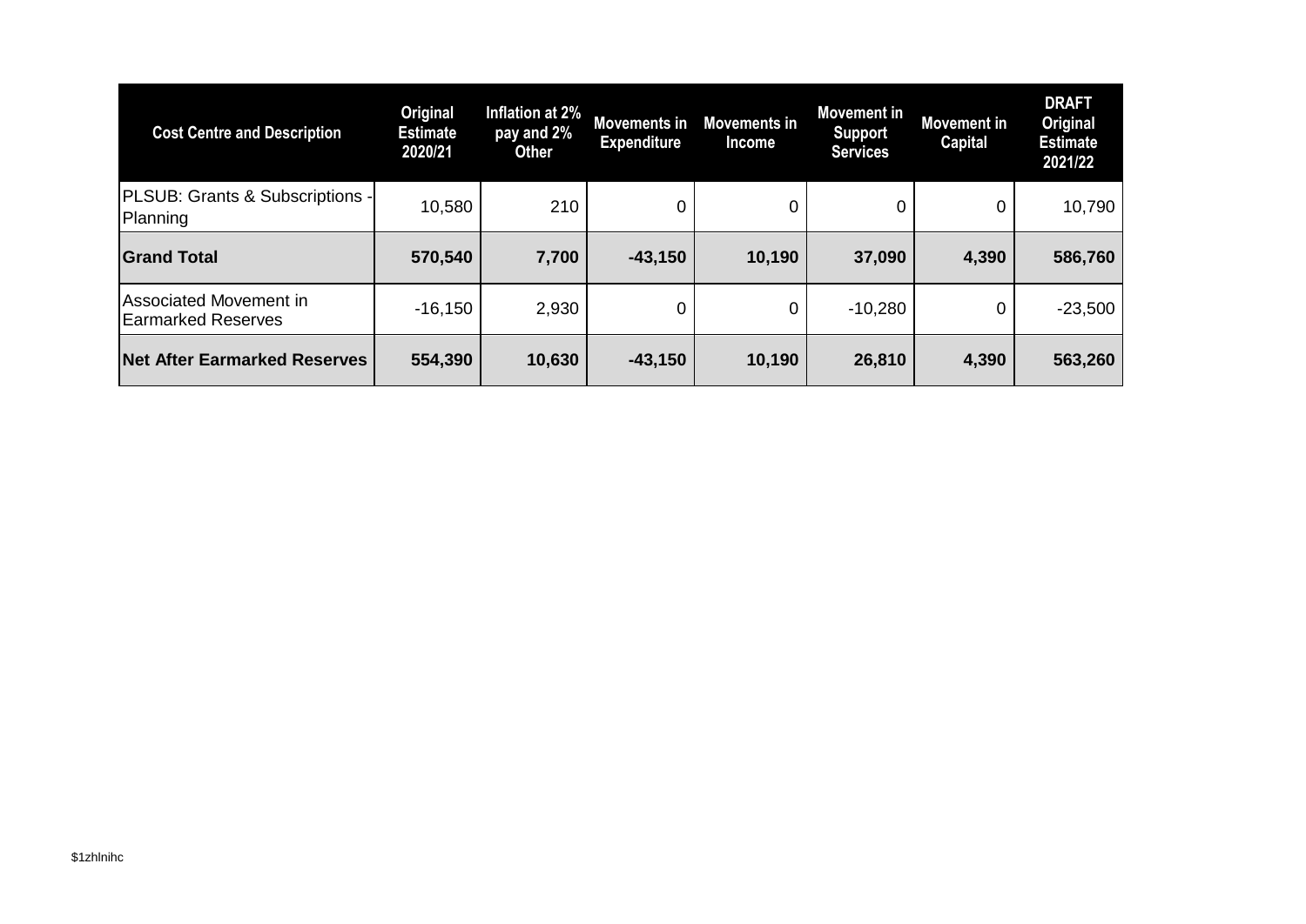| Cost Centre and Description | Original Estimate 2020/21 | Inflation at 2% pay and 2% Other | Movements in Expenditure | Movements in Income | Movement in Support Services | Movement in Capital | DRAFT Original Estimate 2021/22 |
|---|---|---|---|---|---|---|---|
| PLSUB: Grants & Subscriptions - Planning | 10,580 | 210 | 0 | 0 | 0 | 0 | 10,790 |
| **Grand Total** | **570,540** | **7,700** | **-43,150** | **10,190** | **37,090** | **4,390** | **586,760** |
| Associated Movement in Earmarked Reserves | -16,150 | 2,930 | 0 | 0 | -10,280 | 0 | -23,500 |
| **Net After Earmarked Reserves** | **554,390** | **10,630** | **-43,150** | **10,190** | **26,810** | **4,390** | **563,260** |

$1zhlnihc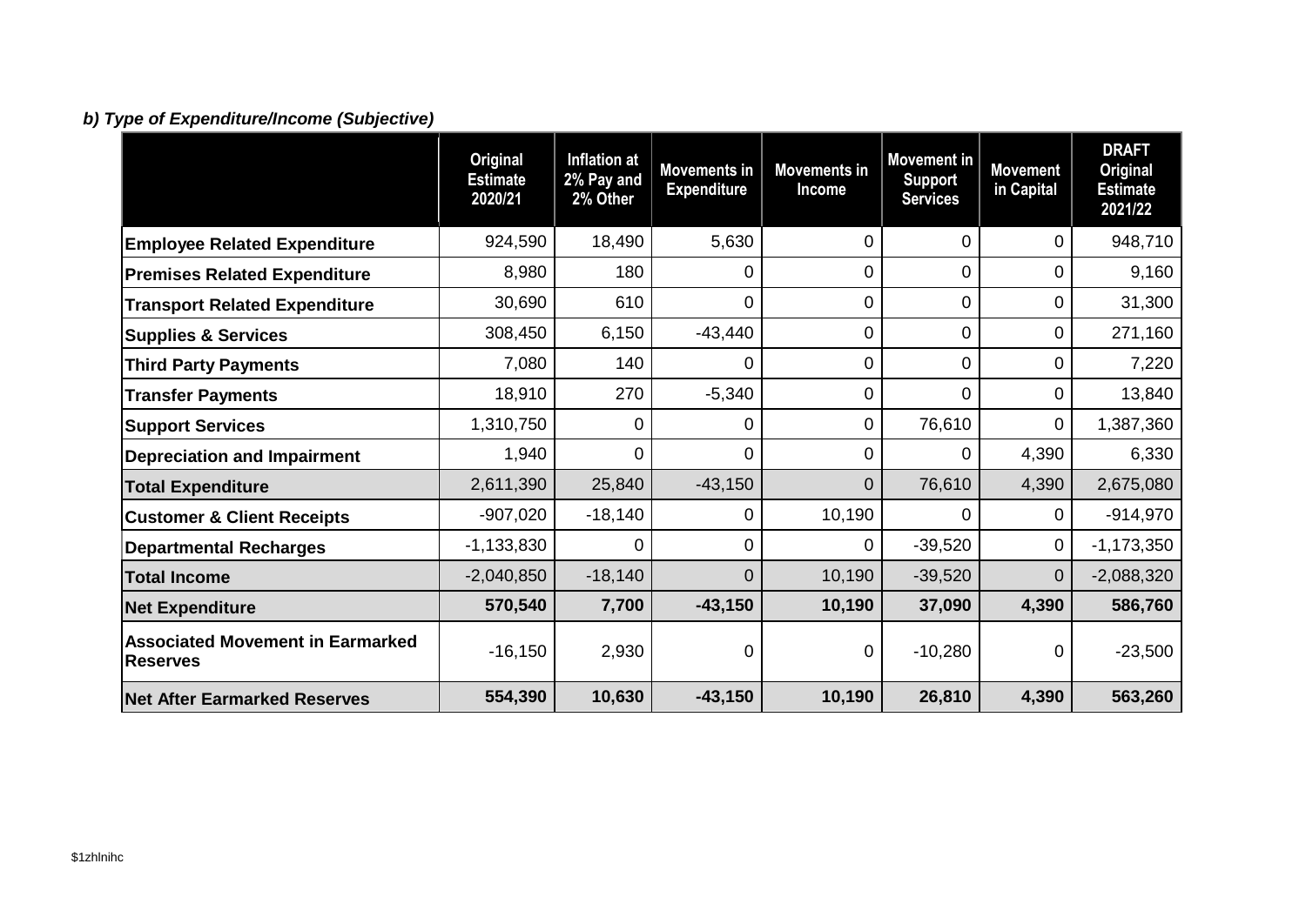***b) Type of Expenditure/Income (Subjective)***

| | Original Estimate 2020/21 | Inflation at 2% Pay and 2% Other | Movements in Expenditure | Movements in Income | Movement in Support Services | Movement in Capital | DRAFT Original Estimate 2021/22 |
|---|---|---|---|---|---|---|---|
| **Employee Related Expenditure** | 924,590 | 18,490 | 5,630 | 0 | 0 | 0 | 948,710 |
| **Premises Related Expenditure** | 8,980 | 180 | 0 | 0 | 0 | 0 | 9,160 |
| **Transport Related Expenditure** | 30,690 | 610 | 0 | 0 | 0 | 0 | 31,300 |
| **Supplies & Services** | 308,450 | 6,150 | -43,440 | 0 | 0 | 0 | 271,160 |
| **Third Party Payments** | 7,080 | 140 | 0 | 0 | 0 | 0 | 7,220 |
| **Transfer Payments** | 18,910 | 270 | -5,340 | 0 | 0 | 0 | 13,840 |
| **Support Services** | 1,310,750 | 0 | 0 | 0 | 76,610 | 0 | 1,387,360 |
| **Depreciation and Impairment** | 1,940 | 0 | 0 | 0 | 0 | 4,390 | 6,330 |
| **Total Expenditure** | 2,611,390 | 25,840 | -43,150 | 0 | 76,610 | 4,390 | 2,675,080 |
| **Customer & Client Receipts** | -907,020 | -18,140 | 0 | 10,190 | 0 | 0 | -914,970 |
| **Departmental Recharges** | -1,133,830 | 0 | 0 | 0 | -39,520 | 0 | -1,173,350 |
| **Total Income** | -2,040,850 | -18,140 | 0 | 10,190 | -39,520 | 0 | -2,088,320 |
| **Net Expenditure** | **570,540** | **7,700** | **-43,150** | **10,190** | **37,090** | **4,390** | **586,760** |
| **Associated Movement in Earmarked Reserves** | -16,150 | 2,930 | 0 | 0 | -10,280 | 0 | -23,500 |
| **Net After Earmarked Reserves** | **554,390** | **10,630** | **-43,150** | **10,190** | **26,810** | **4,390** | **563,260** |

$1zhlnihc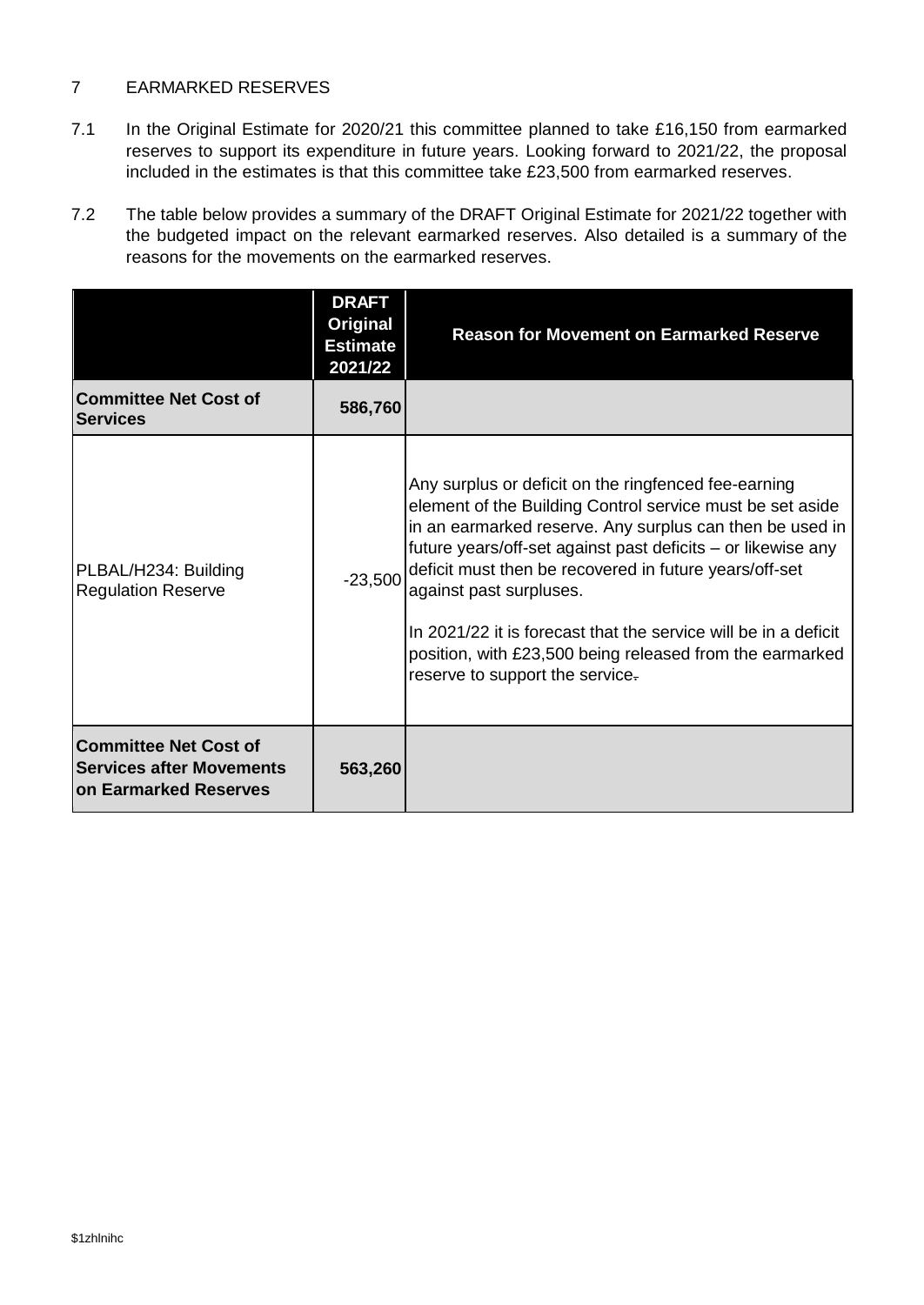## 7 EARMARKED RESERVES

7.1 In the Original Estimate for 2020/21 this committee planned to take £16,150 from earmarked reserves to support its expenditure in future years. Looking forward to 2021/22, the proposal included in the estimates is that this committee take £23,500 from earmarked reserves.

7.2 The table below provides a summary of the DRAFT Original Estimate for 2021/22 together with the budgeted impact on the relevant earmarked reserves. Also detailed is a summary of the reasons for the movements on the earmarked reserves.

| | DRAFT Original Estimate 2021/22 | Reason for Movement on Earmarked Reserve |
|---|---|---|
| **Committee Net Cost of Services** | **586,760** | |
| PLBAL/H234: Building Regulation Reserve | -23,500 | Any surplus or deficit on the ringfenced fee-earning element of the Building Control service must be set aside in an earmarked reserve. Any surplus can then be used in future years/off-set against past deficits – or likewise any deficit must then be recovered in future years/off-set against past surpluses.<br><br>In 2021/22 it is forecast that the service will be in a deficit position, with £23,500 being released from the earmarked reserve to support the service. |
| **Committee Net Cost of Services after Movements on Earmarked Reserves** | **563,260** | |

$1zhlnihc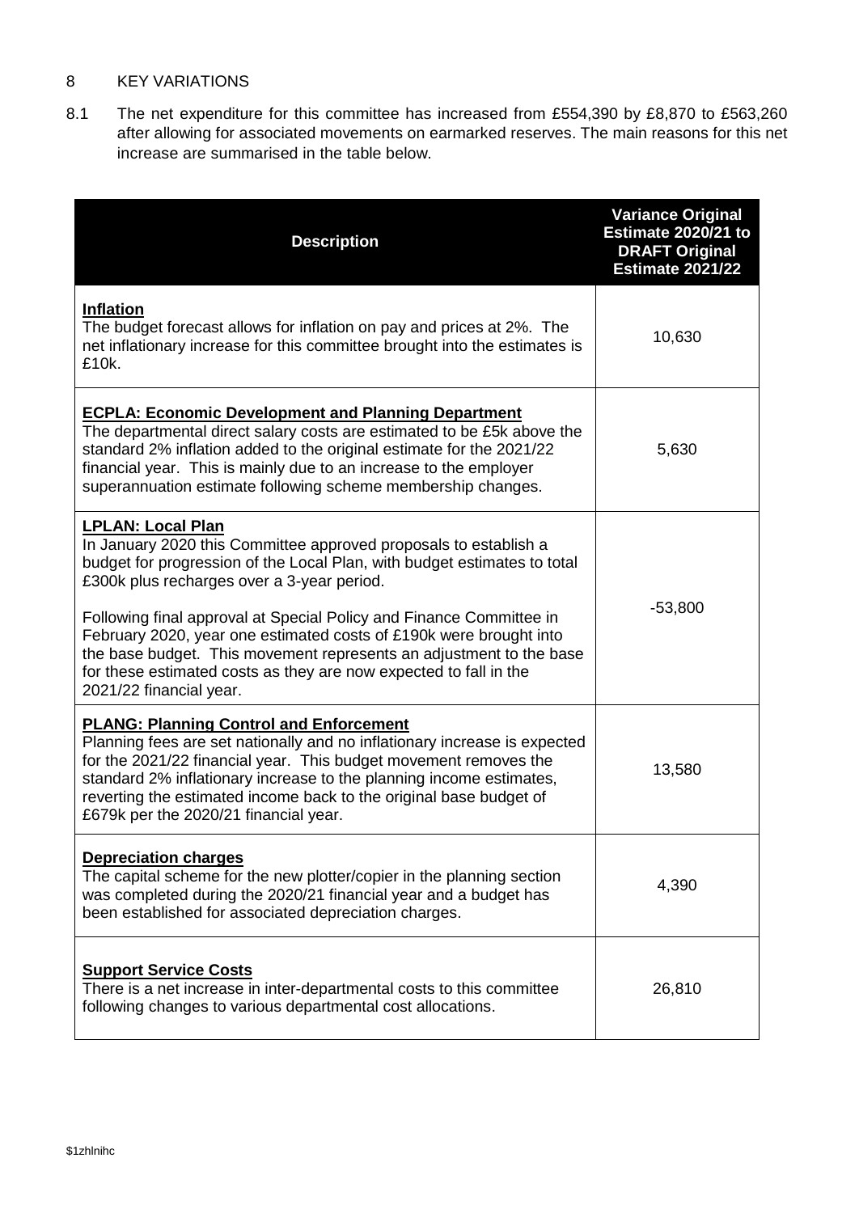## 8 KEY VARIATIONS

8.1 The net expenditure for this committee has increased from £554,390 by £8,870 to £563,260 after allowing for associated movements on earmarked reserves. The main reasons for this net increase are summarised in the table below.

| Description | Variance Original Estimate 2020/21 to DRAFT Original Estimate 2021/22 |
|---|---|
| **Inflation**<br>The budget forecast allows for inflation on pay and prices at 2%. The net inflationary increase for this committee brought into the estimates is £10k. | 10,630 |
| **ECPLA: Economic Development and Planning Department**<br>The departmental direct salary costs are estimated to be £5k above the standard 2% inflation added to the original estimate for the 2021/22 financial year. This is mainly due to an increase to the employer superannuation estimate following scheme membership changes. | 5,630 |
| **LPLAN: Local Plan**<br>In January 2020 this Committee approved proposals to establish a budget for progression of the Local Plan, with budget estimates to total £300k plus recharges over a 3-year period.<br><br>Following final approval at Special Policy and Finance Committee in February 2020, year one estimated costs of £190k were brought into the base budget. This movement represents an adjustment to the base for these estimated costs as they are now expected to fall in the 2021/22 financial year. | -53,800 |
| **PLANG: Planning Control and Enforcement**<br>Planning fees are set nationally and no inflationary increase is expected for the 2021/22 financial year. This budget movement removes the standard 2% inflationary increase to the planning income estimates, reverting the estimated income back to the original base budget of £679k per the 2020/21 financial year. | 13,580 |
| **Depreciation charges**<br>The capital scheme for the new plotter/copier in the planning section was completed during the 2020/21 financial year and a budget has been established for associated depreciation charges. | 4,390 |
| **Support Service Costs**<br>There is a net increase in inter-departmental costs to this committee following changes to various departmental cost allocations. | 26,810 |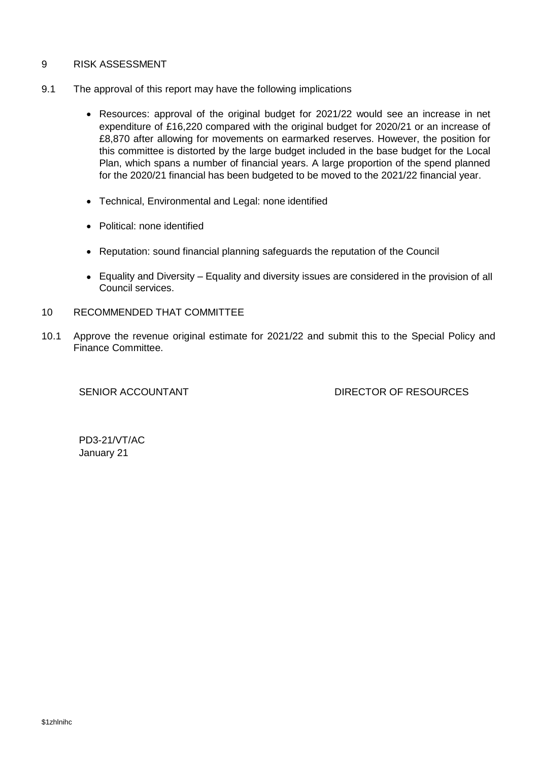## 9 RISK ASSESSMENT

9.1 The approval of this report may have the following implications

- Resources: approval of the original budget for 2021/22 would see an increase in net expenditure of £16,220 compared with the original budget for 2020/21 or an increase of £8,870 after allowing for movements on earmarked reserves. However, the position for this committee is distorted by the large budget included in the base budget for the Local Plan, which spans a number of financial years. A large proportion of the spend planned for the 2020/21 financial has been budgeted to be moved to the 2021/22 financial year.
- Technical, Environmental and Legal: none identified
- Political: none identified
- Reputation: sound financial planning safeguards the reputation of the Council
- Equality and Diversity – Equality and diversity issues are considered in the provision of all Council services.

## 10 RECOMMENDED THAT COMMITTEE

10.1 Approve the revenue original estimate for 2021/22 and submit this to the Special Policy and Finance Committee.

SENIOR ACCOUNTANT DIRECTOR OF RESOURCES

PD3-21/VT/AC
January 21

$1zhlnihc